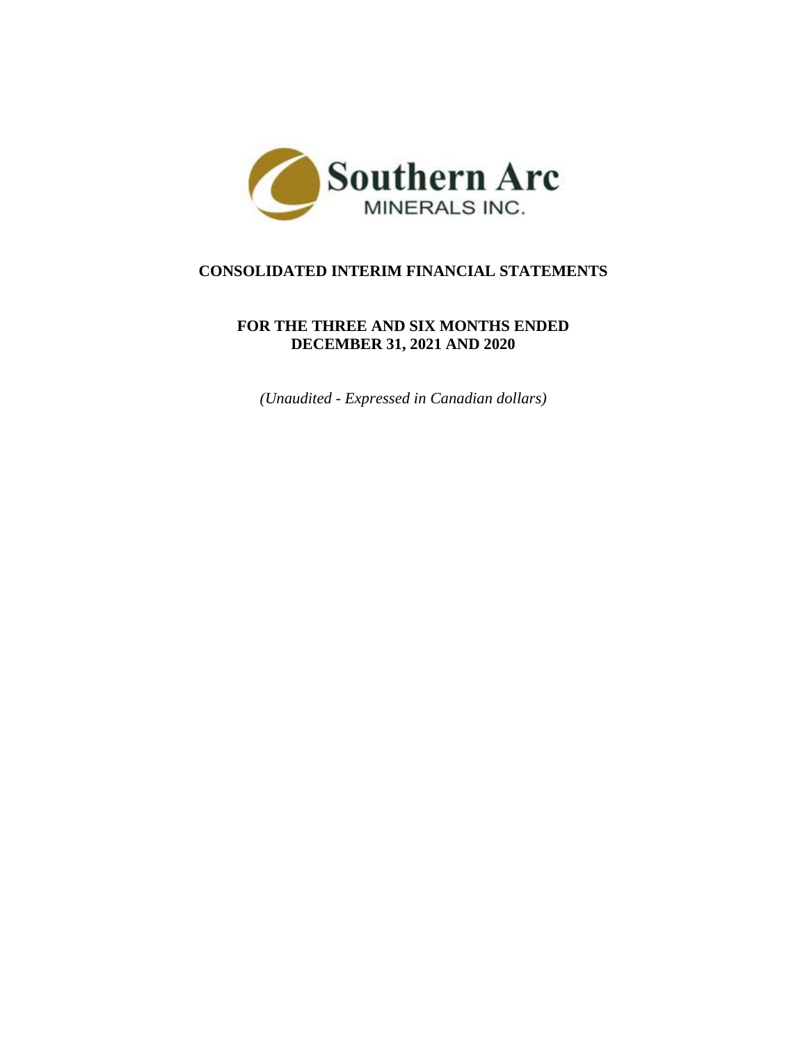Southern Arc
MINERALS INC.

# CONSOLIDATED INTERIM FINANCIAL STATEMENTS

## FOR THE THREE AND SIX MONTHS ENDED DECEMBER 31, 2021 AND 2020

*(Unaudited - Expressed in Canadian dollars)*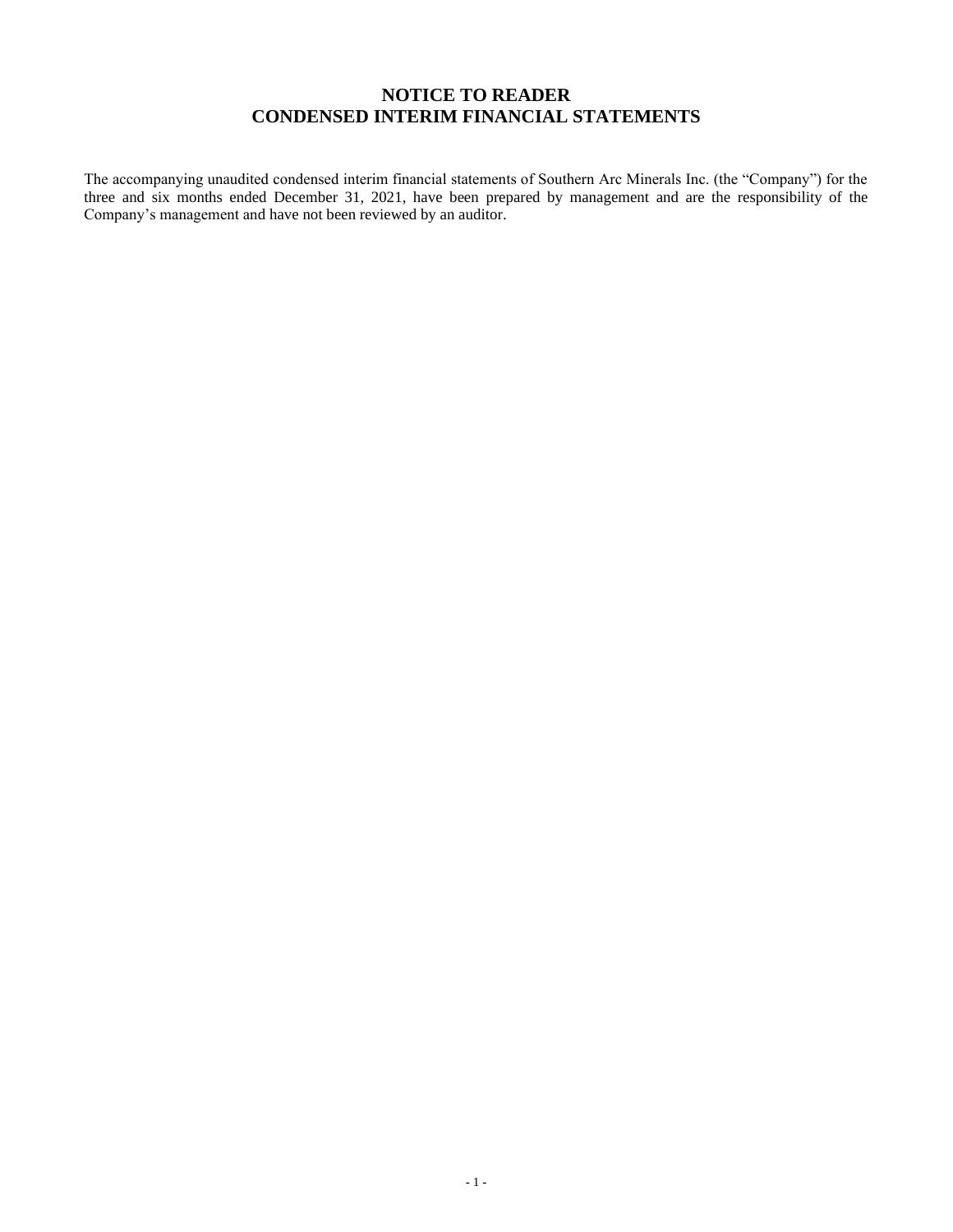# NOTICE TO READER
# CONDENSED INTERIM FINANCIAL STATEMENTS

The accompanying unaudited condensed interim financial statements of Southern Arc Minerals Inc. (the "Company") for the three and six months ended December 31, 2021, have been prepared by management and are the responsibility of the Company's management and have not been reviewed by an auditor.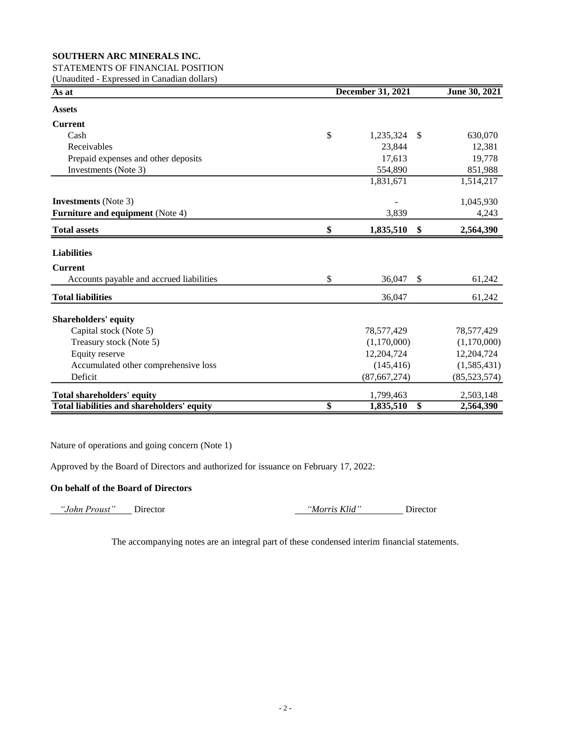**SOUTHERN ARC MINERALS INC.**

STATEMENTS OF FINANCIAL POSITION

(Unaudited - Expressed in Canadian dollars)

| As at | December 31, 2021 | June 30, 2021 |
|---|---|---|
| **Assets** | | |
| **Current** | | |
| Cash | $ 1,235,324 | $ 630,070 |
| Receivables | 23,844 | 12,381 |
| Prepaid expenses and other deposits | 17,613 | 19,778 |
| Investments (Note 3) | 554,890 | 851,988 |
| | 1,831,671 | 1,514,217 |
| **Investments** (Note 3) | - | 1,045,930 |
| **Furniture and equipment** (Note 4) | 3,839 | 4,243 |
| **Total assets** | **$ 1,835,510** | **$ 2,564,390** |
| **Liabilities** | | |
| **Current** | | |
| Accounts payable and accrued liabilities | $ 36,047 | $ 61,242 |
| **Total liabilities** | 36,047 | 61,242 |
| **Shareholders' equity** | | |
| Capital stock (Note 5) | 78,577,429 | 78,577,429 |
| Treasury stock (Note 5) | (1,170,000) | (1,170,000) |
| Equity reserve | 12,204,724 | 12,204,724 |
| Accumulated other comprehensive loss | (145,416) | (1,585,431) |
| Deficit | (87,667,274) | (85,523,574) |
| **Total shareholders' equity** | 1,799,463 | 2,503,148 |
| **Total liabilities and shareholders' equity** | **$ 1,835,510** | **$ 2,564,390** |

Nature of operations and going concern (Note 1)

Approved by the Board of Directors and authorized for issuance on February 17, 2022:

**On behalf of the Board of Directors**

*"John Proust"* Director

*"Morris Klid"* Director

The accompanying notes are an integral part of these condensed interim financial statements.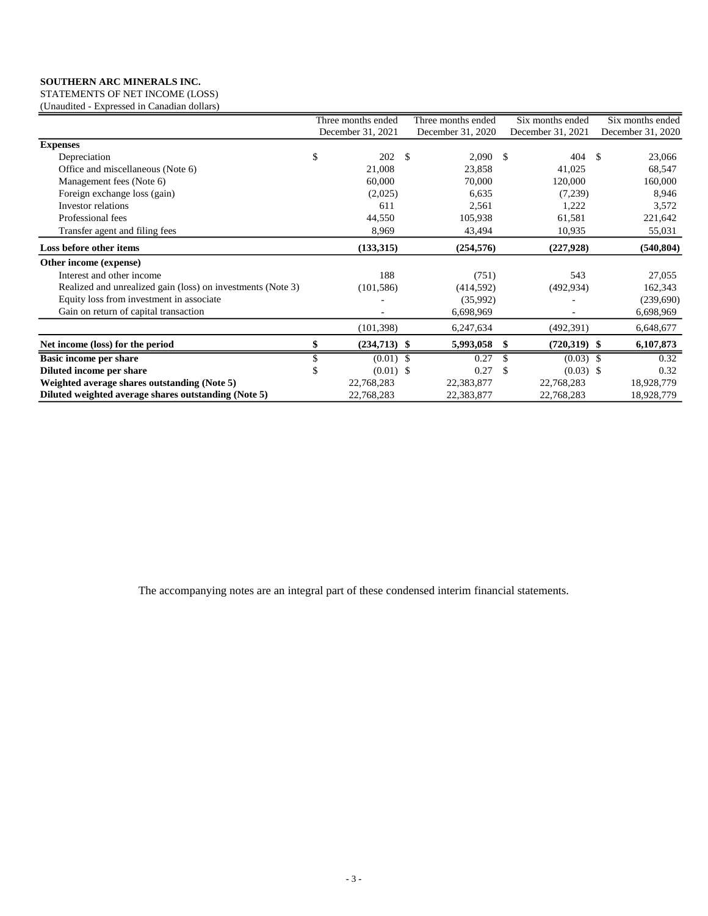**SOUTHERN ARC MINERALS INC.**
STATEMENTS OF NET INCOME (LOSS)
(Unaudited - Expressed in Canadian dollars)

| | Three months ended December 31, 2021 | Three months ended December 31, 2020 | Six months ended December 31, 2021 | Six months ended December 31, 2020 |
|---|---|---|---|---|
| **Expenses** | | | | |
| Depreciation | $ 202 | $ 2,090 | $ 404 | $ 23,066 |
| Office and miscellaneous (Note 6) | 21,008 | 23,858 | 41,025 | 68,547 |
| Management fees (Note 6) | 60,000 | 70,000 | 120,000 | 160,000 |
| Foreign exchange loss (gain) | (2,025) | 6,635 | (7,239) | 8,946 |
| Investor relations | 611 | 2,561 | 1,222 | 3,572 |
| Professional fees | 44,550 | 105,938 | 61,581 | 221,642 |
| Transfer agent and filing fees | 8,969 | 43,494 | 10,935 | 55,031 |
| **Loss before other items** | **(133,315)** | **(254,576)** | **(227,928)** | **(540,804)** |
| **Other income (expense)** | | | | |
| Interest and other income | 188 | (751) | 543 | 27,055 |
| Realized and unrealized gain (loss) on investments (Note 3) | (101,586) | (414,592) | (492,934) | 162,343 |
| Equity loss from investment in associate | - | (35,992) | - | (239,690) |
| Gain on return of capital transaction | - | 6,698,969 | - | 6,698,969 |
| | (101,398) | 6,247,634 | (492,391) | 6,648,677 |
| **Net income (loss) for the period** | **$ (234,713)** | **$ 5,993,058** | **$ (720,319)** | **$ 6,107,873** |
| **Basic income per share** | $ (0.01) | $ 0.27 | $ (0.03) | $ 0.32 |
| **Diluted income per share** | $ (0.01) | $ 0.27 | $ (0.03) | $ 0.32 |
| **Weighted average shares outstanding (Note 5)** | 22,768,283 | 22,383,877 | 22,768,283 | 18,928,779 |
| **Diluted weighted average shares outstanding (Note 5)** | 22,768,283 | 22,383,877 | 22,768,283 | 18,928,779 |

The accompanying notes are an integral part of these condensed interim financial statements.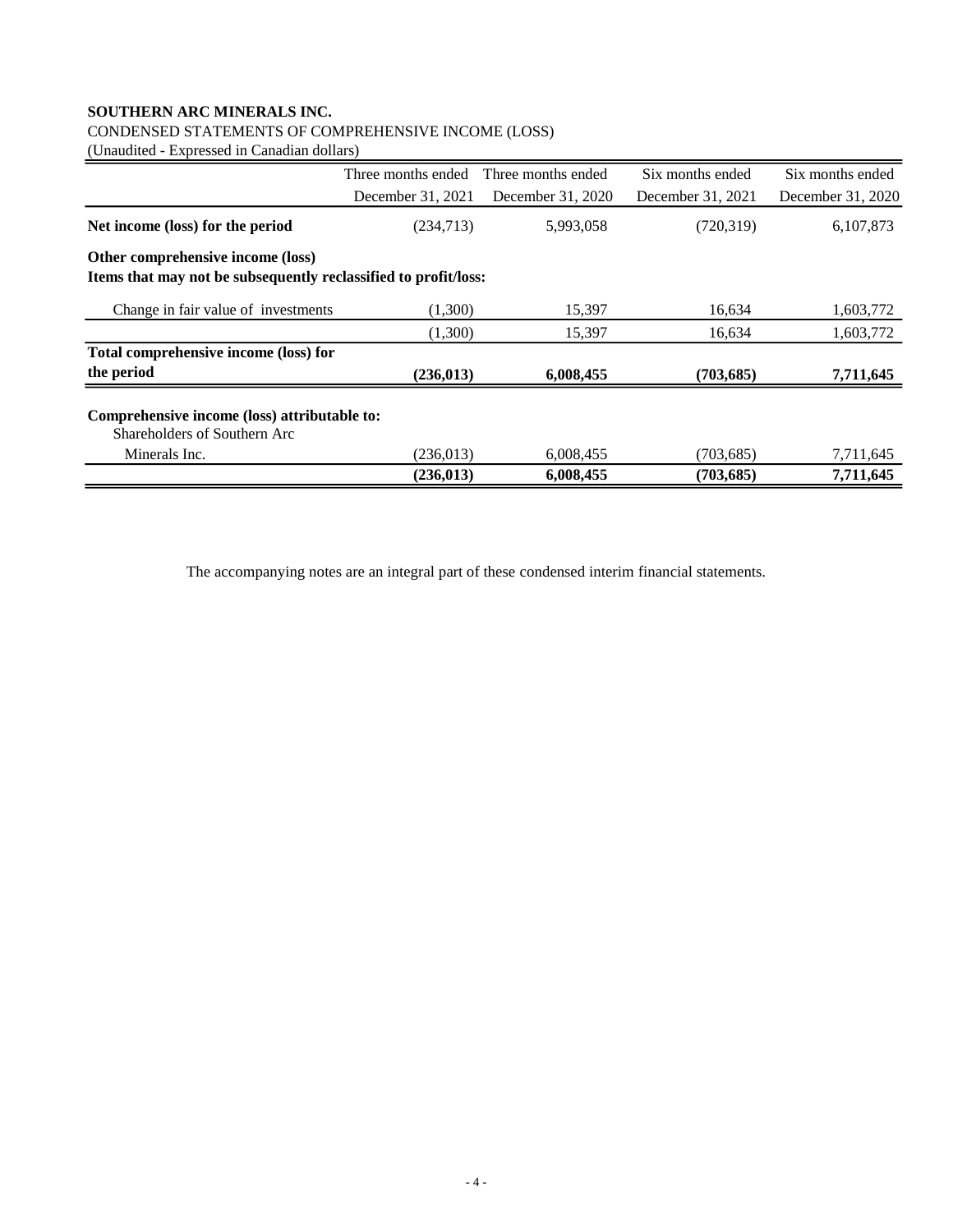**SOUTHERN ARC MINERALS INC.**

CONDENSED STATEMENTS OF COMPREHENSIVE INCOME (LOSS)

(Unaudited - Expressed in Canadian dollars)

| | Three months ended December 31, 2021 | Three months ended December 31, 2020 | Six months ended December 31, 2021 | Six months ended December 31, 2020 |
|---|---|---|---|---|
| **Net income (loss) for the period** | (234,713) | 5,993,058 | (720,319) | 6,107,873 |
| **Other comprehensive income (loss)** | | | | |
| **Items that may not be subsequently reclassified to profit/loss:** | | | | |
| Change in fair value of investments | (1,300) | 15,397 | 16,634 | 1,603,772 |
| | (1,300) | 15,397 | 16,634 | 1,603,772 |
| **Total comprehensive income (loss) for the period** | **(236,013)** | **6,008,455** | **(703,685)** | **7,711,645** |
| **Comprehensive income (loss) attributable to:** | | | | |
| Shareholders of Southern Arc Minerals Inc. | (236,013) | 6,008,455 | (703,685) | 7,711,645 |
| | **(236,013)** | **6,008,455** | **(703,685)** | **7,711,645** |

The accompanying notes are an integral part of these condensed interim financial statements.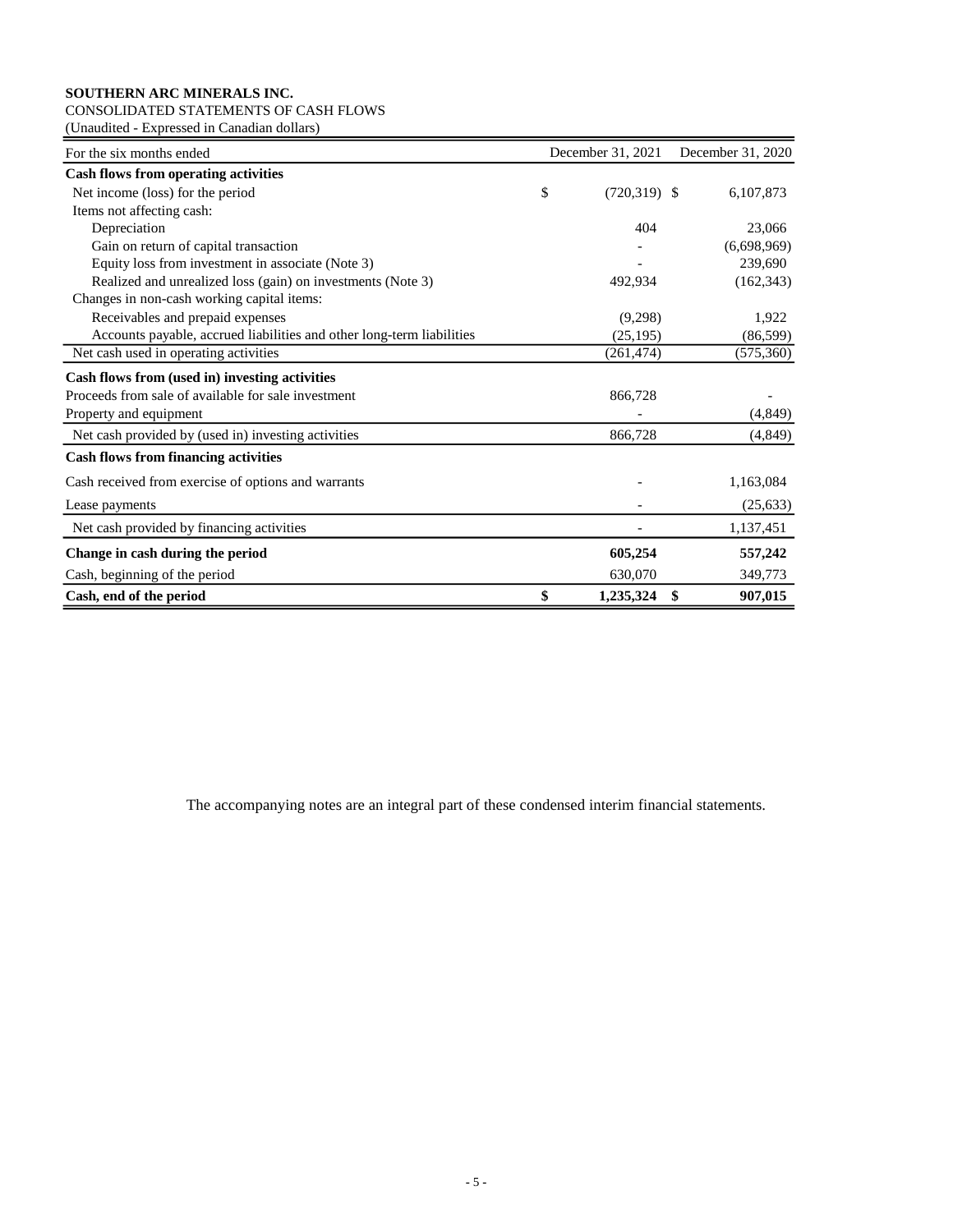**SOUTHERN ARC MINERALS INC.**

CONSOLIDATED STATEMENTS OF CASH FLOWS

(Unaudited - Expressed in Canadian dollars)

| For the six months ended | December 31, 2021 | December 31, 2020 |
|---|---|---|
| **Cash flows from operating activities** | | |
| Net income (loss) for the period | $ (720,319) | $ 6,107,873 |
| Items not affecting cash: | | |
| Depreciation | 404 | 23,066 |
| Gain on return of capital transaction | - | (6,698,969) |
| Equity loss from investment in associate (Note 3) | - | 239,690 |
| Realized and unrealized loss (gain) on investments (Note 3) | 492,934 | (162,343) |
| Changes in non-cash working capital items: | | |
| Receivables and prepaid expenses | (9,298) | 1,922 |
| Accounts payable, accrued liabilities and other long-term liabilities | (25,195) | (86,599) |
| Net cash used in operating activities | (261,474) | (575,360) |
| **Cash flows from (used in) investing activities** | | |
| Proceeds from sale of available for sale investment | 866,728 | - |
| Property and equipment | - | (4,849) |
| Net cash provided by (used in) investing activities | 866,728 | (4,849) |
| **Cash flows from financing activities** | | |
| Cash received from exercise of options and warrants | - | 1,163,084 |
| Lease payments | - | (25,633) |
| Net cash provided by financing activities | - | 1,137,451 |
| **Change in cash during the period** | **605,254** | **557,242** |
| Cash, beginning of the period | 630,070 | 349,773 |
| **Cash, end of the period** | **$ 1,235,324** | **$ 907,015** |

The accompanying notes are an integral part of these condensed interim financial statements.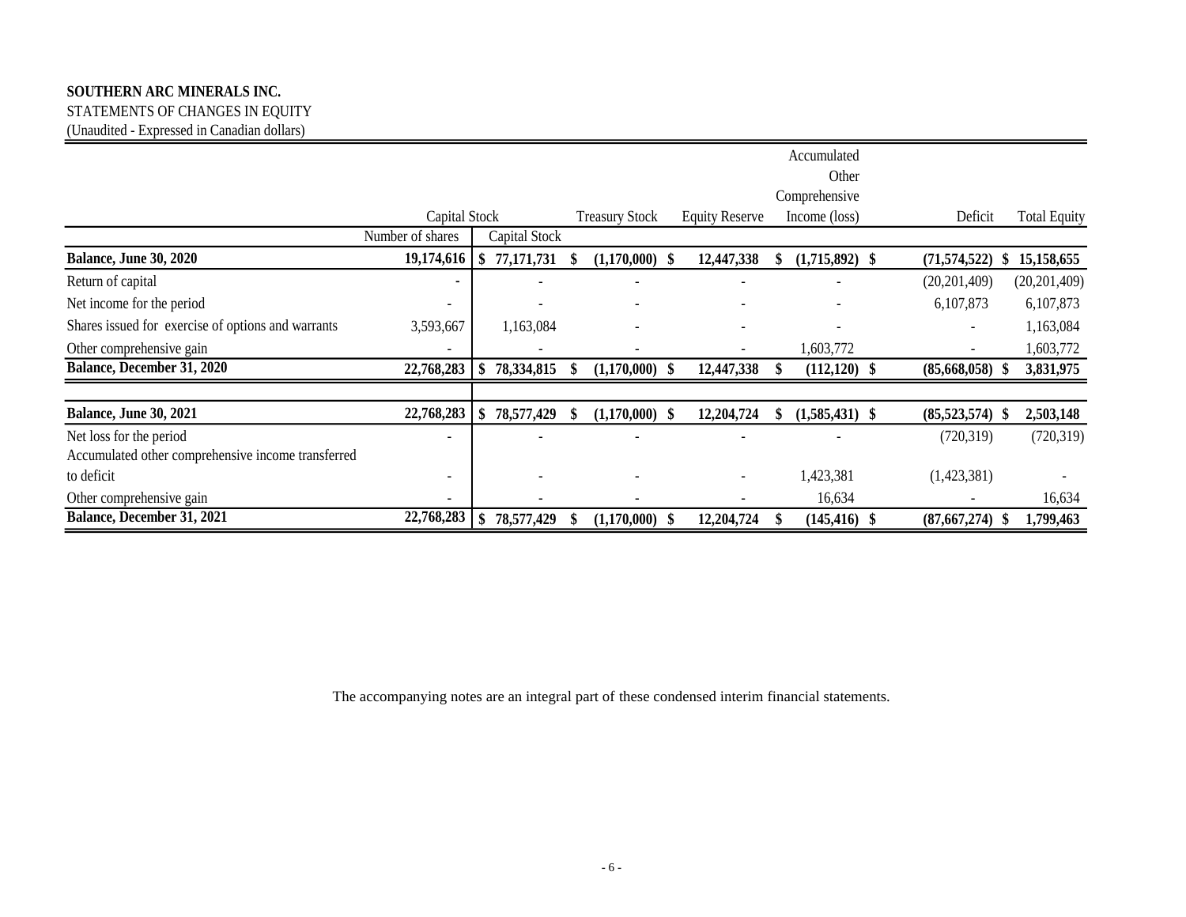**SOUTHERN ARC MINERALS INC.**

STATEMENTS OF CHANGES IN EQUITY

(Unaudited - Expressed in Canadian dollars)

| | Capital Stock | | Treasury Stock | Equity Reserve | Accumulated Other Comprehensive Income (loss) | Deficit | Total Equity |
|---|---|---|---|---|---|---|---|
| | Number of shares | Capital Stock | | | | | |
| **Balance, June 30, 2020** | **19,174,616** | **$ 77,171,731** | **$ (1,170,000)** | **$ 12,447,338** | **$ (1,715,892)** | **$ (71,574,522)** | **$ 15,158,655** |
| Return of capital | - | - | - | - | - | (20,201,409) | (20,201,409) |
| Net income for the period | - | - | - | - | - | 6,107,873 | 6,107,873 |
| Shares issued for exercise of options and warrants | 3,593,667 | 1,163,084 | - | - | - | - | 1,163,084 |
| Other comprehensive gain | - | - | - | - | 1,603,772 | - | 1,603,772 |
| **Balance, December 31, 2020** | **22,768,283** | **$ 78,334,815** | **$ (1,170,000)** | **$ 12,447,338** | **$ (112,120)** | **$ (85,668,058)** | **$ 3,831,975** |
| | | | | | | | |
| **Balance, June 30, 2021** | **22,768,283** | **$ 78,577,429** | **$ (1,170,000)** | **$ 12,204,724** | **$ (1,585,431)** | **$ (85,523,574)** | **$ 2,503,148** |
| Net loss for the period | - | - | - | - | - | (720,319) | (720,319) |
| Accumulated other comprehensive income transferred to deficit | - | - | - | - | 1,423,381 | (1,423,381) | - |
| Other comprehensive gain | - | - | - | - | 16,634 | - | 16,634 |
| **Balance, December 31, 2021** | **22,768,283** | **$ 78,577,429** | **$ (1,170,000)** | **$ 12,204,724** | **$ (145,416)** | **$ (87,667,274)** | **$ 1,799,463** |

The accompanying notes are an integral part of these condensed interim financial statements.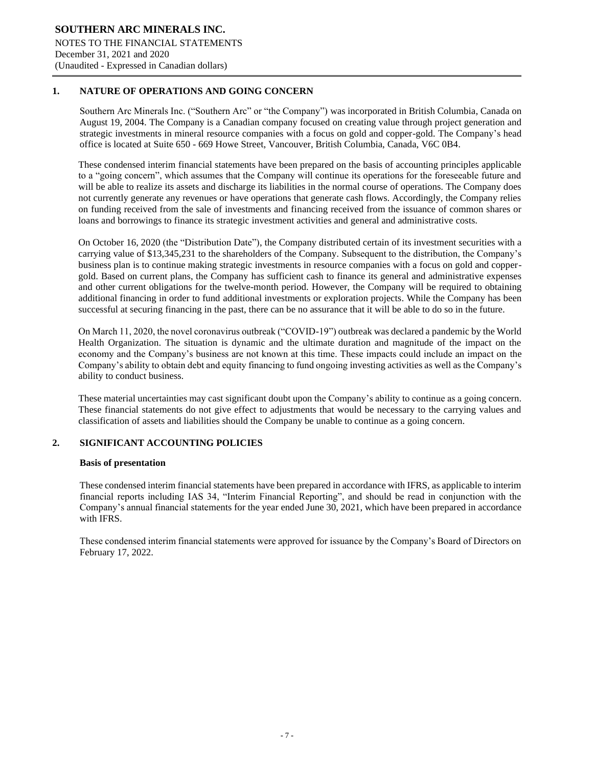## 1. NATURE OF OPERATIONS AND GOING CONCERN

Southern Arc Minerals Inc. ("Southern Arc" or "the Company") was incorporated in British Columbia, Canada on August 19, 2004. The Company is a Canadian company focused on creating value through project generation and strategic investments in mineral resource companies with a focus on gold and copper-gold. The Company's head office is located at Suite 650 - 669 Howe Street, Vancouver, British Columbia, Canada, V6C 0B4.

These condensed interim financial statements have been prepared on the basis of accounting principles applicable to a "going concern", which assumes that the Company will continue its operations for the foreseeable future and will be able to realize its assets and discharge its liabilities in the normal course of operations. The Company does not currently generate any revenues or have operations that generate cash flows. Accordingly, the Company relies on funding received from the sale of investments and financing received from the issuance of common shares or loans and borrowings to finance its strategic investment activities and general and administrative costs.

On October 16, 2020 (the "Distribution Date"), the Company distributed certain of its investment securities with a carrying value of $13,345,231 to the shareholders of the Company. Subsequent to the distribution, the Company's business plan is to continue making strategic investments in resource companies with a focus on gold and copper-gold. Based on current plans, the Company has sufficient cash to finance its general and administrative expenses and other current obligations for the twelve-month period. However, the Company will be required to obtaining additional financing in order to fund additional investments or exploration projects. While the Company has been successful at securing financing in the past, there can be no assurance that it will be able to do so in the future.

On March 11, 2020, the novel coronavirus outbreak ("COVID-19") outbreak was declared a pandemic by the World Health Organization. The situation is dynamic and the ultimate duration and magnitude of the impact on the economy and the Company's business are not known at this time. These impacts could include an impact on the Company's ability to obtain debt and equity financing to fund ongoing investing activities as well as the Company's ability to conduct business.

These material uncertainties may cast significant doubt upon the Company's ability to continue as a going concern. These financial statements do not give effect to adjustments that would be necessary to the carrying values and classification of assets and liabilities should the Company be unable to continue as a going concern.

## 2. SIGNIFICANT ACCOUNTING POLICIES

### Basis of presentation

These condensed interim financial statements have been prepared in accordance with IFRS, as applicable to interim financial reports including IAS 34, "Interim Financial Reporting", and should be read in conjunction with the Company's annual financial statements for the year ended June 30, 2021, which have been prepared in accordance with IFRS.

These condensed interim financial statements were approved for issuance by the Company's Board of Directors on February 17, 2022.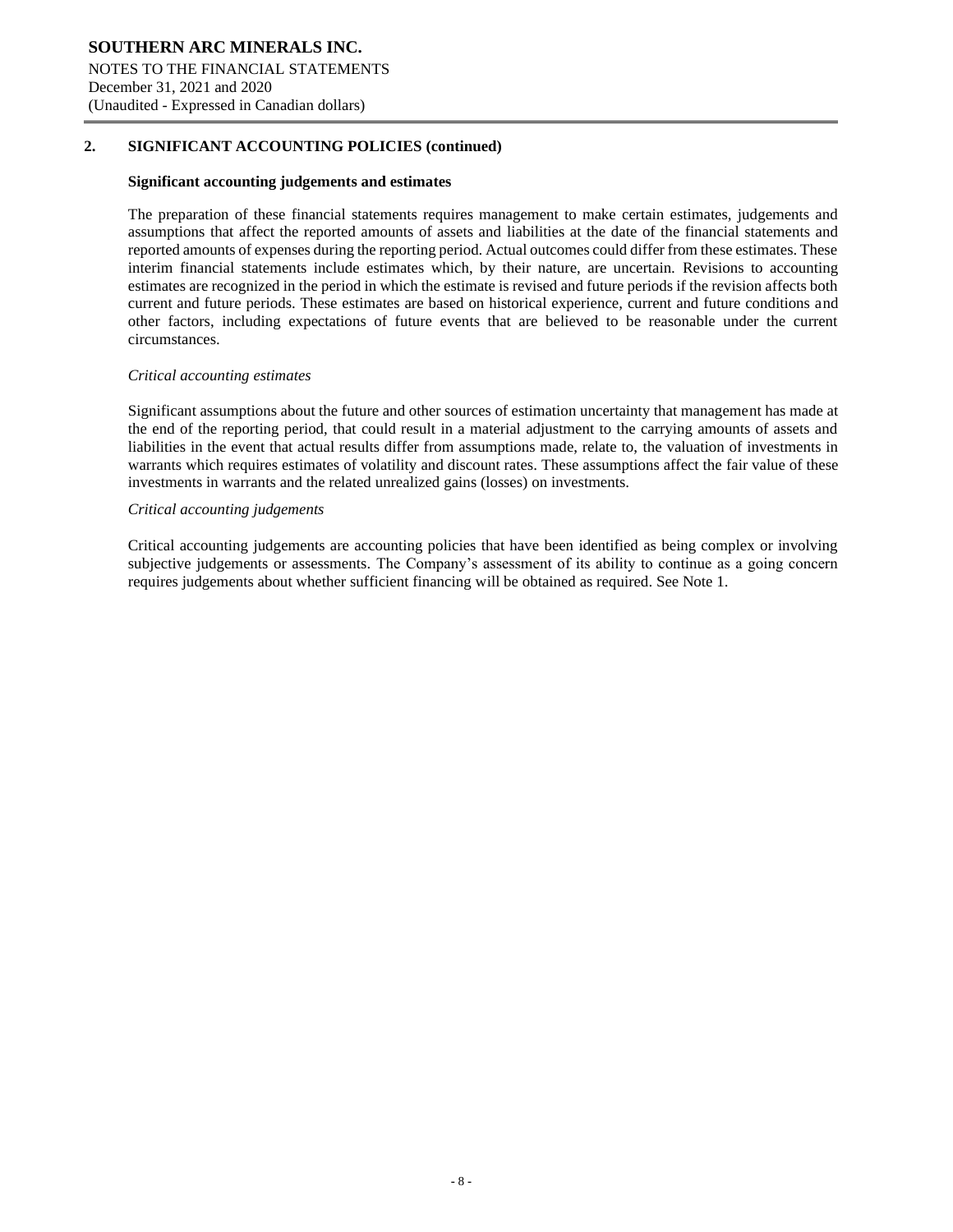## 2. SIGNIFICANT ACCOUNTING POLICIES (continued)

### Significant accounting judgements and estimates

The preparation of these financial statements requires management to make certain estimates, judgements and assumptions that affect the reported amounts of assets and liabilities at the date of the financial statements and reported amounts of expenses during the reporting period. Actual outcomes could differ from these estimates. These interim financial statements include estimates which, by their nature, are uncertain. Revisions to accounting estimates are recognized in the period in which the estimate is revised and future periods if the revision affects both current and future periods. These estimates are based on historical experience, current and future conditions and other factors, including expectations of future events that are believed to be reasonable under the current circumstances.

*Critical accounting estimates*

Significant assumptions about the future and other sources of estimation uncertainty that management has made at the end of the reporting period, that could result in a material adjustment to the carrying amounts of assets and liabilities in the event that actual results differ from assumptions made, relate to, the valuation of investments in warrants which requires estimates of volatility and discount rates. These assumptions affect the fair value of these investments in warrants and the related unrealized gains (losses) on investments.

*Critical accounting judgements*

Critical accounting judgements are accounting policies that have been identified as being complex or involving subjective judgements or assessments. The Company's assessment of its ability to continue as a going concern requires judgements about whether sufficient financing will be obtained as required. See Note 1.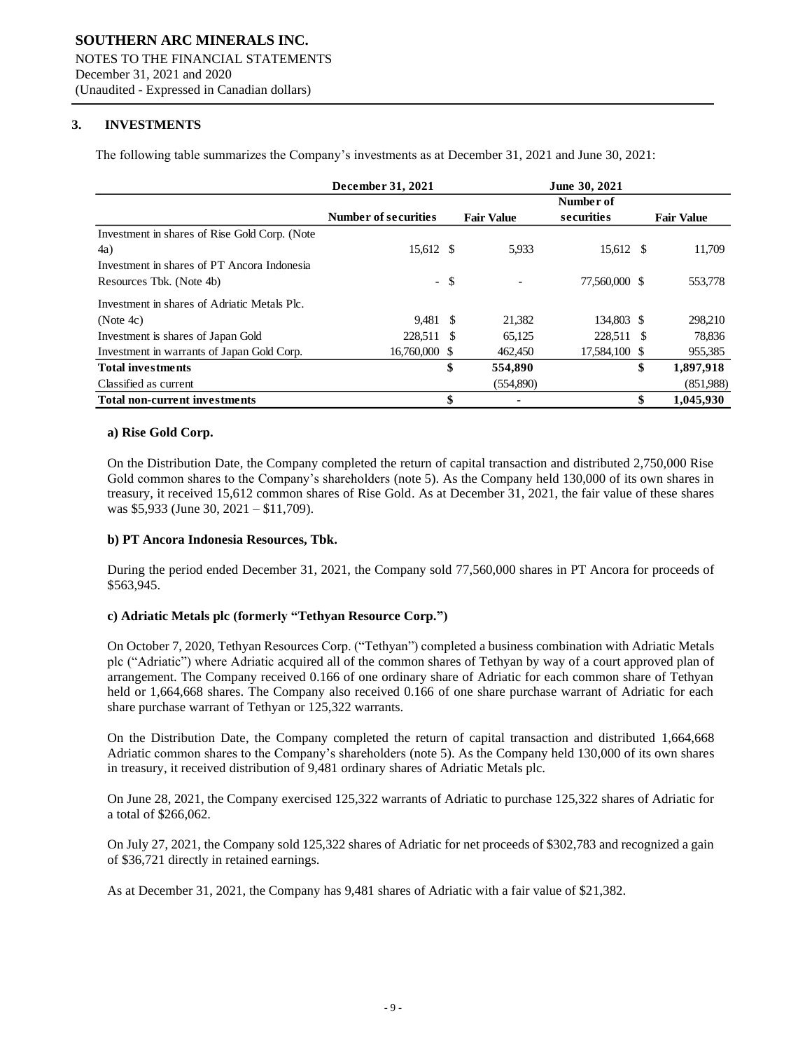## 3. INVESTMENTS

The following table summarizes the Company's investments as at December 31, 2021 and June 30, 2021:

| | December 31, 2021 | | June 30, 2021 | |
|---|---|---|---|---|
| | Number of securities | Fair Value | Number of securities | Fair Value |
| Investment in shares of Rise Gold Corp. (Note 4a) | 15,612 | $ 5,933 | 15,612 | $ 11,709 |
| Investment in shares of PT Ancora Indonesia Resources Tbk. (Note 4b) | - | $ - | 77,560,000 | $ 553,778 |
| Investment in shares of Adriatic Metals Plc. (Note 4c) | 9,481 | $ 21,382 | 134,803 | $ 298,210 |
| Investment is shares of Japan Gold | 228,511 | $ 65,125 | 228,511 | $ 78,836 |
| Investment in warrants of Japan Gold Corp. | 16,760,000 | $ 462,450 | 17,584,100 | $ 955,385 |
| **Total investments** | | **$ 554,890** | | **$ 1,897,918** |
| Classified as current | | (554,890) | | (851,988) |
| **Total non-current investments** | | **$ -** | | **$ 1,045,930** |

### a) Rise Gold Corp.

On the Distribution Date, the Company completed the return of capital transaction and distributed 2,750,000 Rise Gold common shares to the Company's shareholders (note 5). As the Company held 130,000 of its own shares in treasury, it received 15,612 common shares of Rise Gold. As at December 31, 2021, the fair value of these shares was $5,933 (June 30, 2021 – $11,709).

### b) PT Ancora Indonesia Resources, Tbk.

During the period ended December 31, 2021, the Company sold 77,560,000 shares in PT Ancora for proceeds of $563,945.

### c) Adriatic Metals plc (formerly "Tethyan Resource Corp.")

On October 7, 2020, Tethyan Resources Corp. ("Tethyan") completed a business combination with Adriatic Metals plc ("Adriatic") where Adriatic acquired all of the common shares of Tethyan by way of a court approved plan of arrangement. The Company received 0.166 of one ordinary share of Adriatic for each common share of Tethyan held or 1,664,668 shares. The Company also received 0.166 of one share purchase warrant of Adriatic for each share purchase warrant of Tethyan or 125,322 warrants.

On the Distribution Date, the Company completed the return of capital transaction and distributed 1,664,668 Adriatic common shares to the Company's shareholders (note 5). As the Company held 130,000 of its own shares in treasury, it received distribution of 9,481 ordinary shares of Adriatic Metals plc.

On June 28, 2021, the Company exercised 125,322 warrants of Adriatic to purchase 125,322 shares of Adriatic for a total of $266,062.

On July 27, 2021, the Company sold 125,322 shares of Adriatic for net proceeds of $302,783 and recognized a gain of $36,721 directly in retained earnings.

As at December 31, 2021, the Company has 9,481 shares of Adriatic with a fair value of $21,382.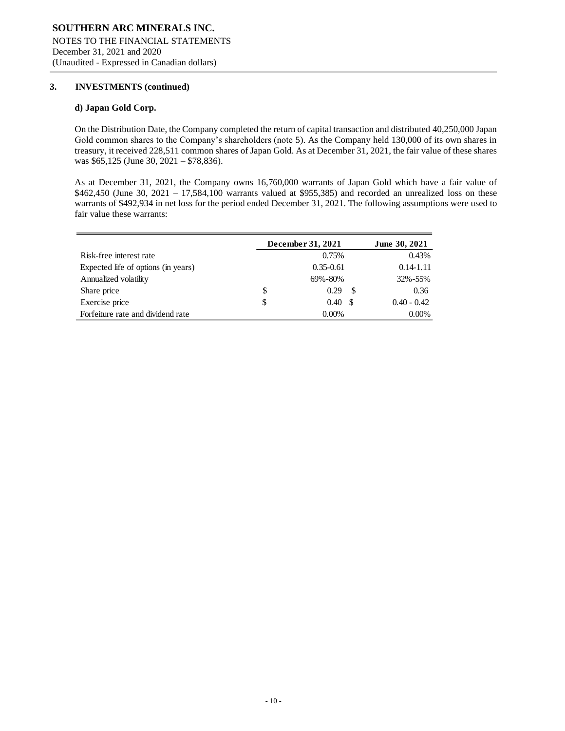## 3. INVESTMENTS (continued)

### d) Japan Gold Corp.

On the Distribution Date, the Company completed the return of capital transaction and distributed 40,250,000 Japan Gold common shares to the Company's shareholders (note 5). As the Company held 130,000 of its own shares in treasury, it received 228,511 common shares of Japan Gold. As at December 31, 2021, the fair value of these shares was $65,125 (June 30, 2021 – $78,836).

As at December 31, 2021, the Company owns 16,760,000 warrants of Japan Gold which have a fair value of $462,450 (June 30, 2021 – 17,584,100 warrants valued at $955,385) and recorded an unrealized loss on these warrants of $492,934 in net loss for the period ended December 31, 2021. The following assumptions were used to fair value these warrants:

| | December 31, 2021 | June 30, 2021 |
|---|---|---|
| Risk-free interest rate | 0.75% | 0.43% |
| Expected life of options (in years) | 0.35-0.61 | 0.14-1.11 |
| Annualized volatility | 69%-80% | 32%-55% |
| Share price | $ 0.29 | $ 0.36 |
| Exercise price | $ 0.40 | $ 0.40 - 0.42 |
| Forfeiture rate and dividend rate | 0.00% | 0.00% |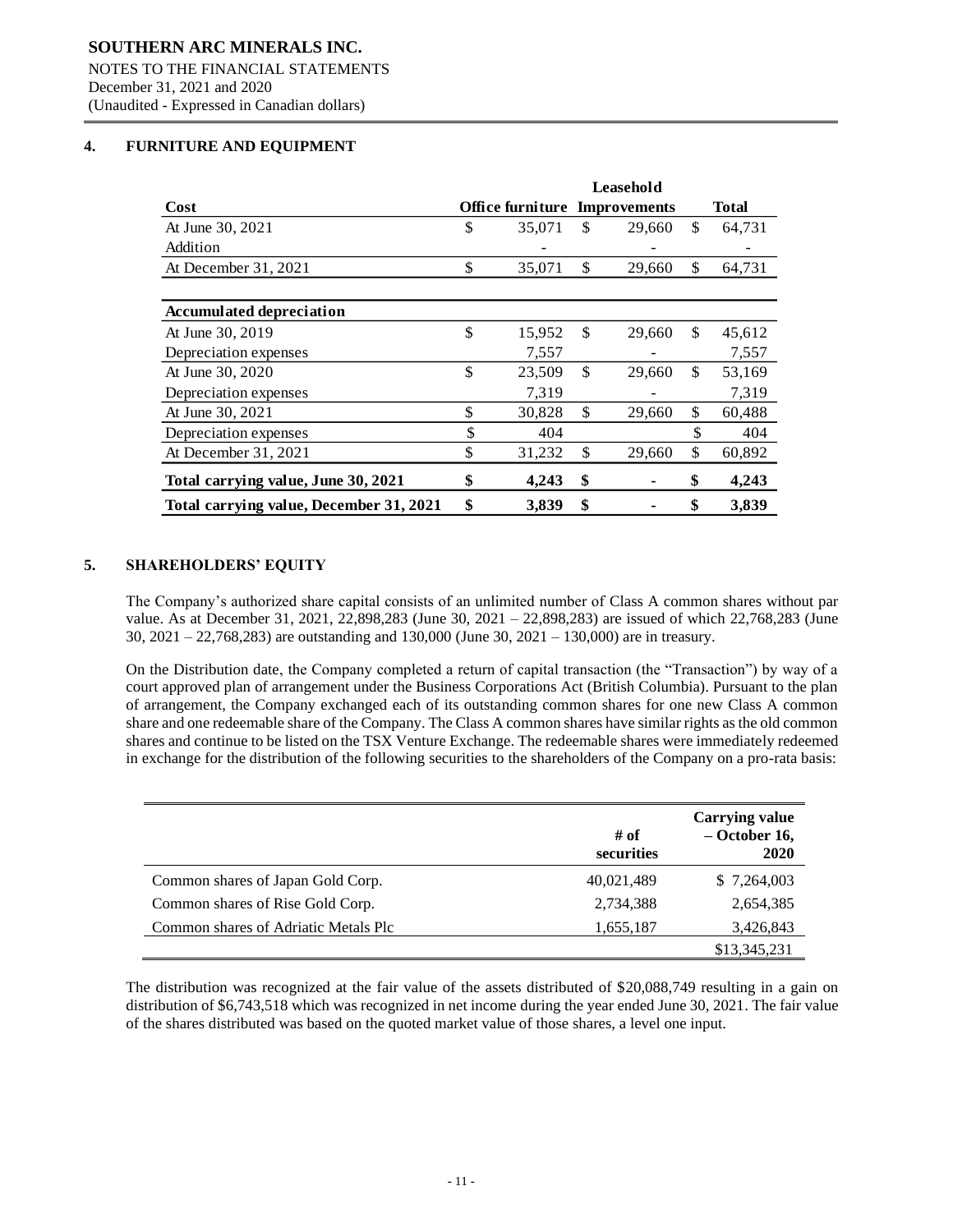## 4. FURNITURE AND EQUIPMENT

| Cost | Office furniture | Leasehold Improvements | Total |
|---|---|---|---|
| At June 30, 2021 | $ 35,071 | $ 29,660 | $ 64,731 |
| Addition | - | - | - |
| At December 31, 2021 | $ 35,071 | $ 29,660 | $ 64,731 |
| **Accumulated depreciation** | | | |
| At June 30, 2019 | $ 15,952 | $ 29,660 | $ 45,612 |
| Depreciation expenses | 7,557 | - | 7,557 |
| At June 30, 2020 | $ 23,509 | $ 29,660 | $ 53,169 |
| Depreciation expenses | 7,319 | - | 7,319 |
| At June 30, 2021 | $ 30,828 | $ 29,660 | $ 60,488 |
| Depreciation expenses | $ 404 | | $ 404 |
| At December 31, 2021 | $ 31,232 | $ 29,660 | $ 60,892 |
| **Total carrying value, June 30, 2021** | **$ 4,243** | **$ -** | **$ 4,243** |
| **Total carrying value, December 31, 2021** | **$ 3,839** | **$ -** | **$ 3,839** |

## 5. SHAREHOLDERS' EQUITY

The Company's authorized share capital consists of an unlimited number of Class A common shares without par value. As at December 31, 2021, 22,898,283 (June 30, 2021 – 22,898,283) are issued of which 22,768,283 (June 30, 2021 – 22,768,283) are outstanding and 130,000 (June 30, 2021 – 130,000) are in treasury.

On the Distribution date, the Company completed a return of capital transaction (the "Transaction") by way of a court approved plan of arrangement under the Business Corporations Act (British Columbia). Pursuant to the plan of arrangement, the Company exchanged each of its outstanding common shares for one new Class A common share and one redeemable share of the Company. The Class A common shares have similar rights as the old common shares and continue to be listed on the TSX Venture Exchange. The redeemable shares were immediately redeemed in exchange for the distribution of the following securities to the shareholders of the Company on a pro-rata basis:

| | # of securities | Carrying value – October 16, 2020 |
|---|---|---|
| Common shares of Japan Gold Corp. | 40,021,489 | $ 7,264,003 |
| Common shares of Rise Gold Corp. | 2,734,388 | 2,654,385 |
| Common shares of Adriatic Metals Plc | 1,655,187 | 3,426,843 |
| | | $13,345,231 |

The distribution was recognized at the fair value of the assets distributed of $20,088,749 resulting in a gain on distribution of $6,743,518 which was recognized in net income during the year ended June 30, 2021. The fair value of the shares distributed was based on the quoted market value of those shares, a level one input.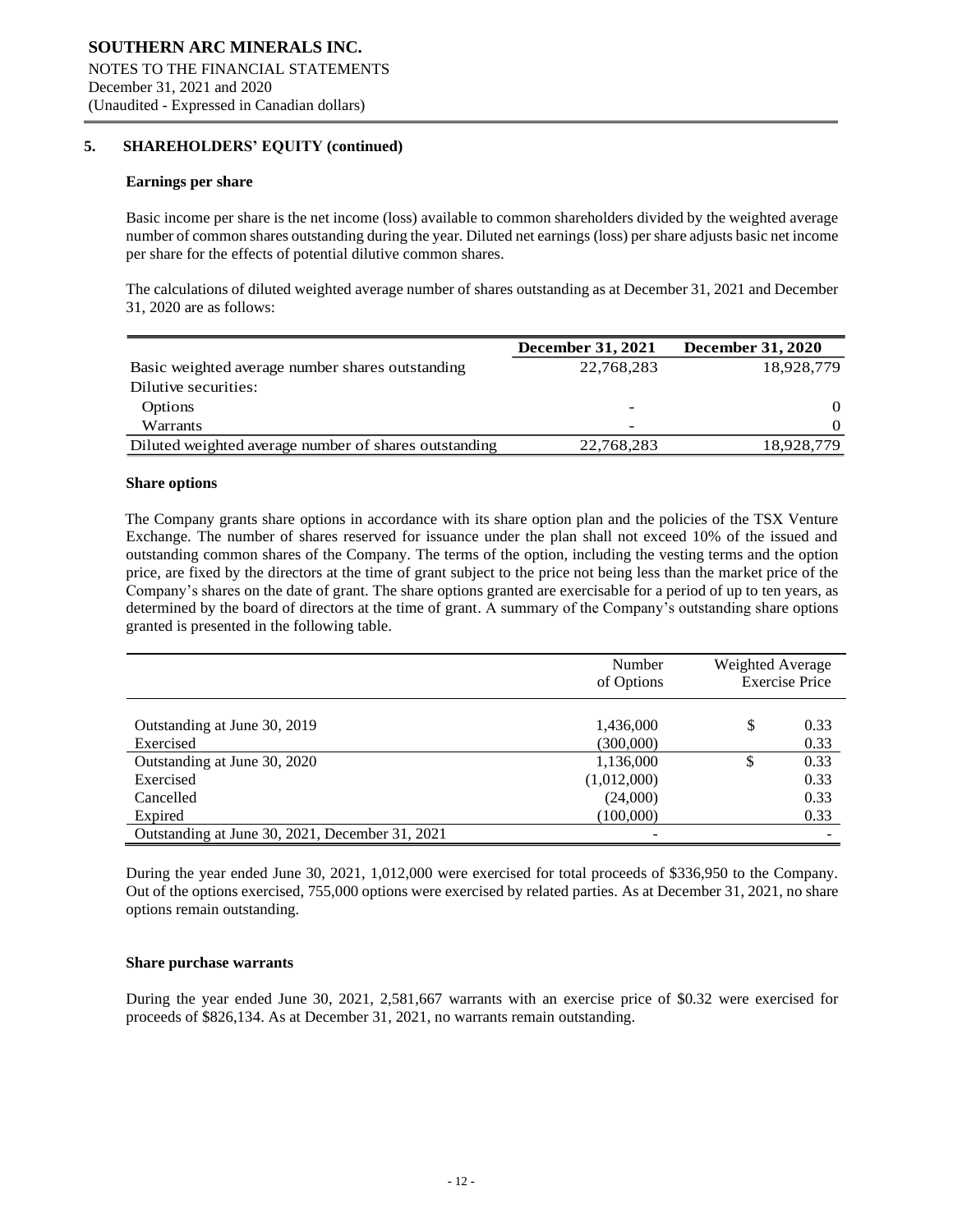## 5. SHAREHOLDERS' EQUITY (continued)

### Earnings per share

Basic income per share is the net income (loss) available to common shareholders divided by the weighted average number of common shares outstanding during the year. Diluted net earnings (loss) per share adjusts basic net income per share for the effects of potential dilutive common shares.

The calculations of diluted weighted average number of shares outstanding as at December 31, 2021 and December 31, 2020 are as follows:

| | December 31, 2021 | December 31, 2020 |
|---|---|---|
| Basic weighted average number shares outstanding | 22,768,283 | 18,928,779 |
| Dilutive securities: | | |
| Options | - | 0 |
| Warrants | - | 0 |
| Diluted weighted average number of shares outstanding | 22,768,283 | 18,928,779 |

### Share options

The Company grants share options in accordance with its share option plan and the policies of the TSX Venture Exchange. The number of shares reserved for issuance under the plan shall not exceed 10% of the issued and outstanding common shares of the Company. The terms of the option, including the vesting terms and the option price, are fixed by the directors at the time of grant subject to the price not being less than the market price of the Company's shares on the date of grant. The share options granted are exercisable for a period of up to ten years, as determined by the board of directors at the time of grant. A summary of the Company's outstanding share options granted is presented in the following table.

| | Number of Options | Weighted Average Exercise Price |
|---|---|---|
| Outstanding at June 30, 2019 | 1,436,000 | $ 0.33 |
| Exercised | (300,000) | 0.33 |
| Outstanding at June 30, 2020 | 1,136,000 | $ 0.33 |
| Exercised | (1,012,000) | 0.33 |
| Cancelled | (24,000) | 0.33 |
| Expired | (100,000) | 0.33 |
| Outstanding at June 30, 2021, December 31, 2021 | - | - |

During the year ended June 30, 2021, 1,012,000 were exercised for total proceeds of $336,950 to the Company. Out of the options exercised, 755,000 options were exercised by related parties. As at December 31, 2021, no share options remain outstanding.

### Share purchase warrants

During the year ended June 30, 2021, 2,581,667 warrants with an exercise price of $0.32 were exercised for proceeds of $826,134. As at December 31, 2021, no warrants remain outstanding.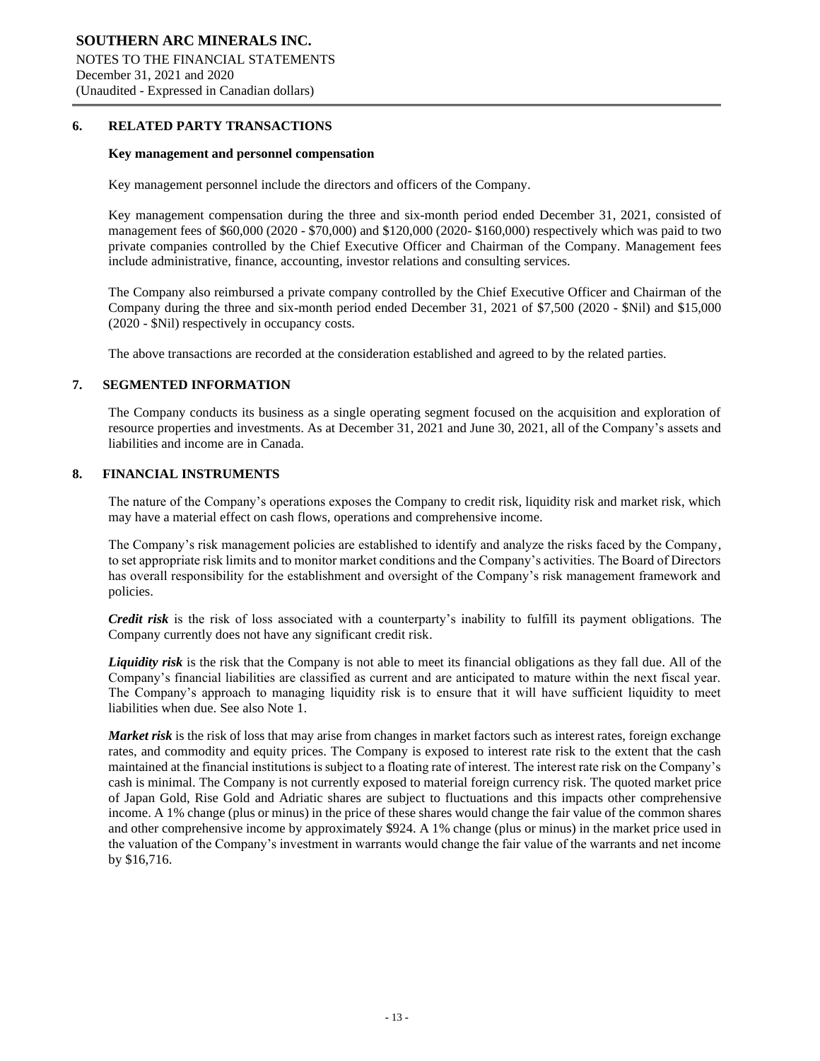## 6. RELATED PARTY TRANSACTIONS

**Key management and personnel compensation**

Key management personnel include the directors and officers of the Company.

Key management compensation during the three and six-month period ended December 31, 2021, consisted of management fees of $60,000 (2020 - $70,000) and $120,000 (2020- $160,000) respectively which was paid to two private companies controlled by the Chief Executive Officer and Chairman of the Company. Management fees include administrative, finance, accounting, investor relations and consulting services.

The Company also reimbursed a private company controlled by the Chief Executive Officer and Chairman of the Company during the three and six-month period ended December 31, 2021 of $7,500 (2020 - $Nil) and $15,000 (2020 - $Nil) respectively in occupancy costs.

The above transactions are recorded at the consideration established and agreed to by the related parties.

## 7. SEGMENTED INFORMATION

The Company conducts its business as a single operating segment focused on the acquisition and exploration of resource properties and investments. As at December 31, 2021 and June 30, 2021, all of the Company's assets and liabilities and income are in Canada.

## 8. FINANCIAL INSTRUMENTS

The nature of the Company's operations exposes the Company to credit risk, liquidity risk and market risk, which may have a material effect on cash flows, operations and comprehensive income.

The Company's risk management policies are established to identify and analyze the risks faced by the Company, to set appropriate risk limits and to monitor market conditions and the Company's activities. The Board of Directors has overall responsibility for the establishment and oversight of the Company's risk management framework and policies.

***Credit risk*** is the risk of loss associated with a counterparty's inability to fulfill its payment obligations. The Company currently does not have any significant credit risk.

***Liquidity risk*** is the risk that the Company is not able to meet its financial obligations as they fall due. All of the Company's financial liabilities are classified as current and are anticipated to mature within the next fiscal year. The Company's approach to managing liquidity risk is to ensure that it will have sufficient liquidity to meet liabilities when due. See also Note 1.

***Market risk*** is the risk of loss that may arise from changes in market factors such as interest rates, foreign exchange rates, and commodity and equity prices. The Company is exposed to interest rate risk to the extent that the cash maintained at the financial institutions is subject to a floating rate of interest. The interest rate risk on the Company's cash is minimal. The Company is not currently exposed to material foreign currency risk. The quoted market price of Japan Gold, Rise Gold and Adriatic shares are subject to fluctuations and this impacts other comprehensive income. A 1% change (plus or minus) in the price of these shares would change the fair value of the common shares and other comprehensive income by approximately $924. A 1% change (plus or minus) in the market price used in the valuation of the Company's investment in warrants would change the fair value of the warrants and net income by $16,716.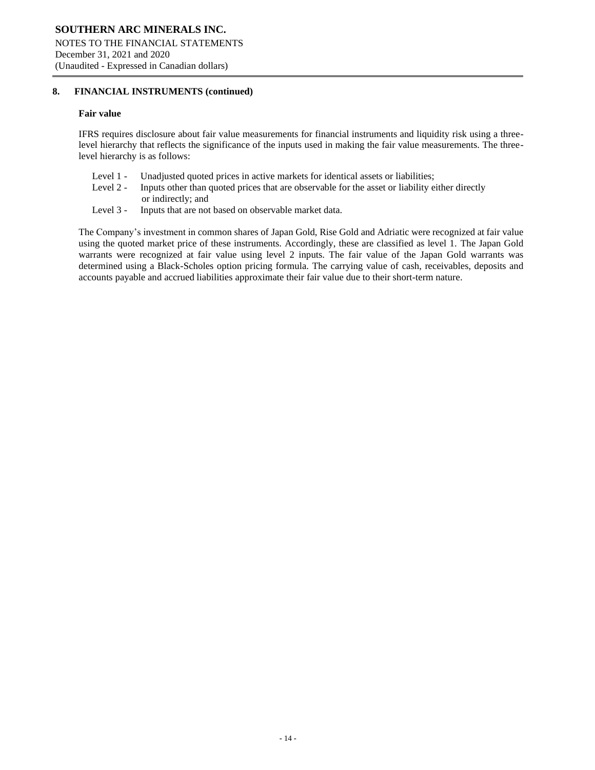## 8. FINANCIAL INSTRUMENTS (continued)

### Fair value

IFRS requires disclosure about fair value measurements for financial instruments and liquidity risk using a three-level hierarchy that reflects the significance of the inputs used in making the fair value measurements. The three-level hierarchy is as follows:

- Level 1 - Unadjusted quoted prices in active markets for identical assets or liabilities;
- Level 2 - Inputs other than quoted prices that are observable for the asset or liability either directly or indirectly; and
- Level 3 - Inputs that are not based on observable market data.

The Company's investment in common shares of Japan Gold, Rise Gold and Adriatic were recognized at fair value using the quoted market price of these instruments. Accordingly, these are classified as level 1. The Japan Gold warrants were recognized at fair value using level 2 inputs. The fair value of the Japan Gold warrants was determined using a Black-Scholes option pricing formula. The carrying value of cash, receivables, deposits and accounts payable and accrued liabilities approximate their fair value due to their short-term nature.